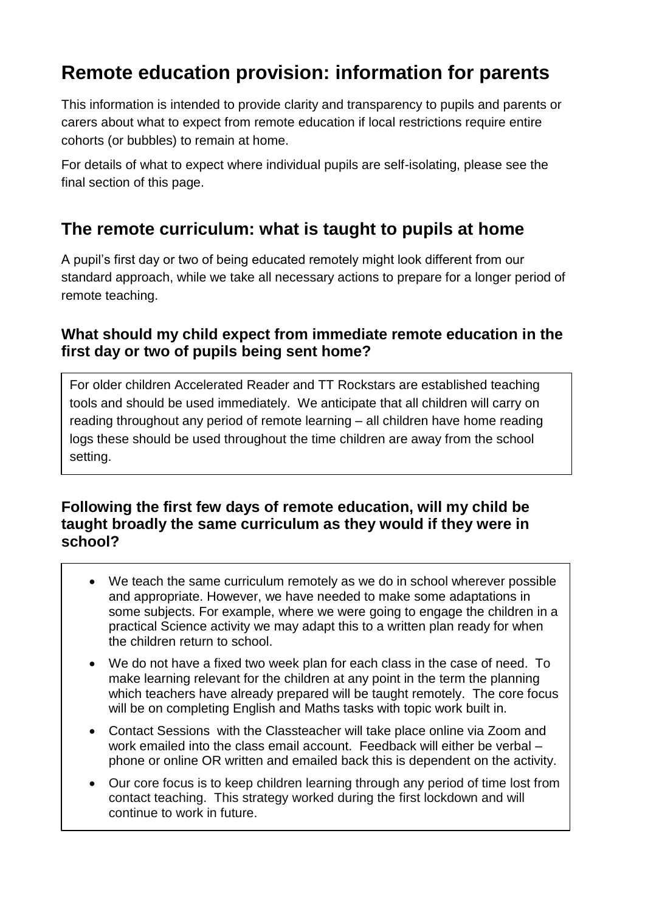# Remote education provision: information for parents

This information is intended to provide clarity and transparency to pupils and parents or carers about what to expect from remote education if local restrictions require entire cohorts (or bubbles) to remain at home.

For details of what to expect where individual pupils are self-isolating, please see the final section of this page.

## The remote curriculum: what is taught to pupils at home

A pupil's first day or two of being educated remotely might look different from our standard approach, while we take all necessary actions to prepare for a longer period of remote teaching.

### What should my child expect from immediate remote education in the first day or two of pupils being sent home?

For older children Accelerated Reader and TT Rockstars are established teaching tools and should be used immediately. We anticipate that all children will carry on reading throughout any period of remote learning – all children have home reading logs these should be used throughout the time children are away from the school setting.

### Following the first few days of remote education, will my child be taught broadly the same curriculum as they would if they were in school?

- We teach the same curriculum remotely as we do in school wherever possible and appropriate. However, we have needed to make some adaptations in some subjects. For example, where we were going to engage the children in a practical Science activity we may adapt this to a written plan ready for when the children return to school.
- We do not have a fixed two week plan for each class in the case of need. To make learning relevant for the children at any point in the term the planning which teachers have already prepared will be taught remotely. The core focus will be on completing English and Maths tasks with topic work built in.
- Contact Sessions with the Classteacher will take place online via Zoom and work emailed into the class email account. Feedback will either be verbal – phone or online OR written and emailed back this is dependent on the activity.
- Our core focus is to keep children learning through any period of time lost from contact teaching. This strategy worked during the first lockdown and will continue to work in future.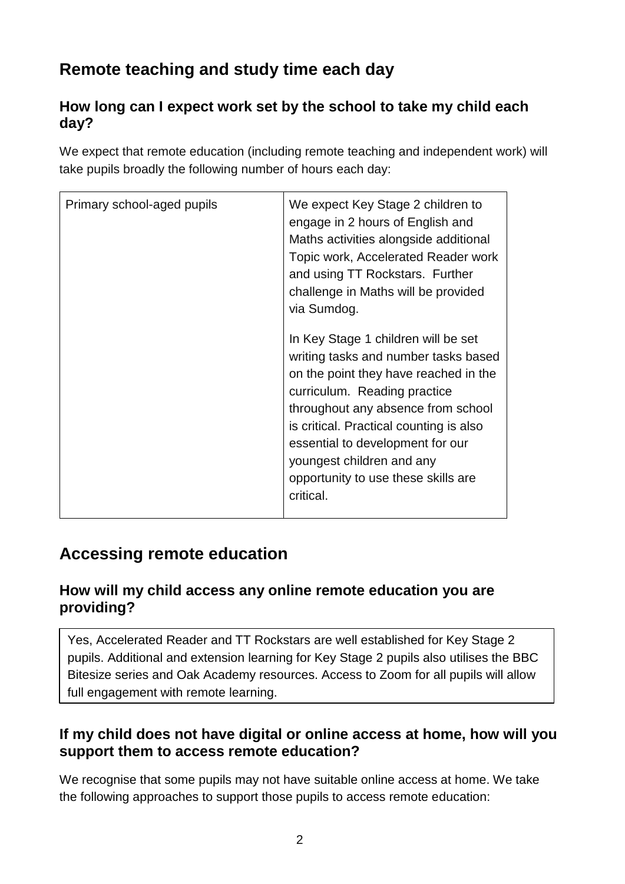## Remote teaching and study time each day

### How long can I expect work set by the school to take my child each day?

We expect that remote education (including remote teaching and independent work) will take pupils broadly the following number of hours each day:

| Primary school-aged pupils | We expect Key Stage 2 children to engage in 2 hours of English and Maths activities alongside additional Topic work, Accelerated Reader work and using TT Rockstars. Further challenge in Maths will be provided via Sumdog.<br><br>In Key Stage 1 children will be set writing tasks and number tasks based on the point they have reached in the curriculum. Reading practice throughout any absence from school is critical. Practical counting is also essential to development for our youngest children and any opportunity to use these skills are critical. |
|---|---|

## Accessing remote education

### How will my child access any online remote education you are providing?

Yes, Accelerated Reader and TT Rockstars are well established for Key Stage 2 pupils. Additional and extension learning for Key Stage 2 pupils also utilises the BBC Bitesize series and Oak Academy resources. Access to Zoom for all pupils will allow full engagement with remote learning.

### If my child does not have digital or online access at home, how will you support them to access remote education?

We recognise that some pupils may not have suitable online access at home. We take the following approaches to support those pupils to access remote education: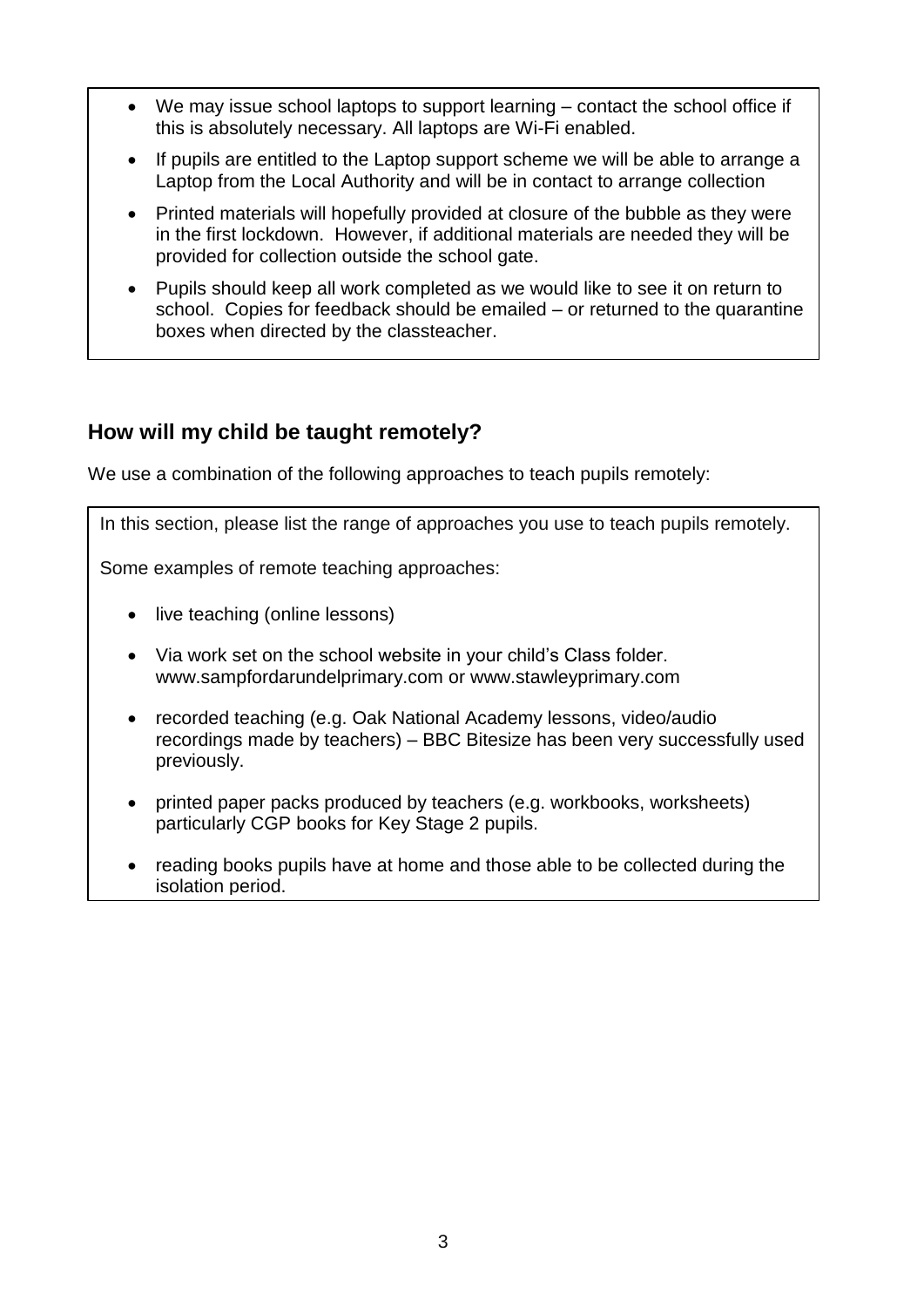- We may issue school laptops to support learning – contact the school office if this is absolutely necessary. All laptops are Wi-Fi enabled.
- If pupils are entitled to the Laptop support scheme we will be able to arrange a Laptop from the Local Authority and will be in contact to arrange collection
- Printed materials will hopefully provided at closure of the bubble as they were in the first lockdown. However, if additional materials are needed they will be provided for collection outside the school gate.
- Pupils should keep all work completed as we would like to see it on return to school. Copies for feedback should be emailed – or returned to the quarantine boxes when directed by the classteacher.

## How will my child be taught remotely?

We use a combination of the following approaches to teach pupils remotely:

In this section, please list the range of approaches you use to teach pupils remotely.

Some examples of remote teaching approaches:

- live teaching (online lessons)
- Via work set on the school website in your child's Class folder. www.sampfordarundelprimary.com or www.stawleyprimary.com
- recorded teaching (e.g. Oak National Academy lessons, video/audio recordings made by teachers) – BBC Bitesize has been very successfully used previously.
- printed paper packs produced by teachers (e.g. workbooks, worksheets) particularly CGP books for Key Stage 2 pupils.
- reading books pupils have at home and those able to be collected during the isolation period.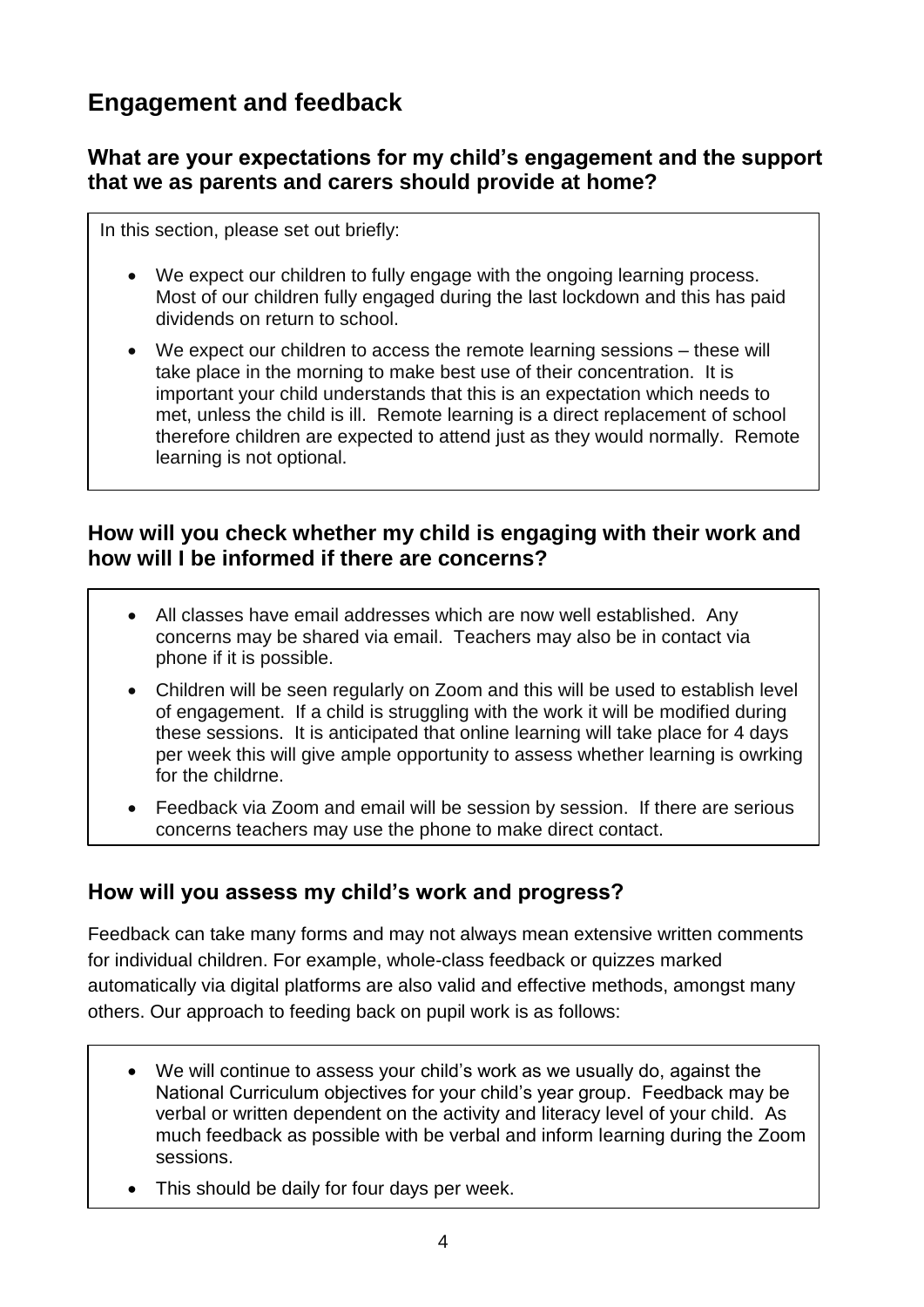## Engagement and feedback

### What are your expectations for my child's engagement and the support that we as parents and carers should provide at home?

In this section, please set out briefly:

- We expect our children to fully engage with the ongoing learning process. Most of our children fully engaged during the last lockdown and this has paid dividends on return to school.
- We expect our children to access the remote learning sessions – these will take place in the morning to make best use of their concentration. It is important your child understands that this is an expectation which needs to met, unless the child is ill. Remote learning is a direct replacement of school therefore children are expected to attend just as they would normally. Remote learning is not optional.

### How will you check whether my child is engaging with their work and how will I be informed if there are concerns?

- All classes have email addresses which are now well established. Any concerns may be shared via email. Teachers may also be in contact via phone if it is possible.
- Children will be seen regularly on Zoom and this will be used to establish level of engagement. If a child is struggling with the work it will be modified during these sessions. It is anticipated that online learning will take place for 4 days per week this will give ample opportunity to assess whether learning is owrking for the childrne.
- Feedback via Zoom and email will be session by session. If there are serious concerns teachers may use the phone to make direct contact.

### How will you assess my child's work and progress?

Feedback can take many forms and may not always mean extensive written comments for individual children. For example, whole-class feedback or quizzes marked automatically via digital platforms are also valid and effective methods, amongst many others. Our approach to feeding back on pupil work is as follows:

- We will continue to assess your child's work as we usually do, against the National Curriculum objectives for your child's year group. Feedback may be verbal or written dependent on the activity and literacy level of your child. As much feedback as possible with be verbal and inform learning during the Zoom sessions.
- This should be daily for four days per week.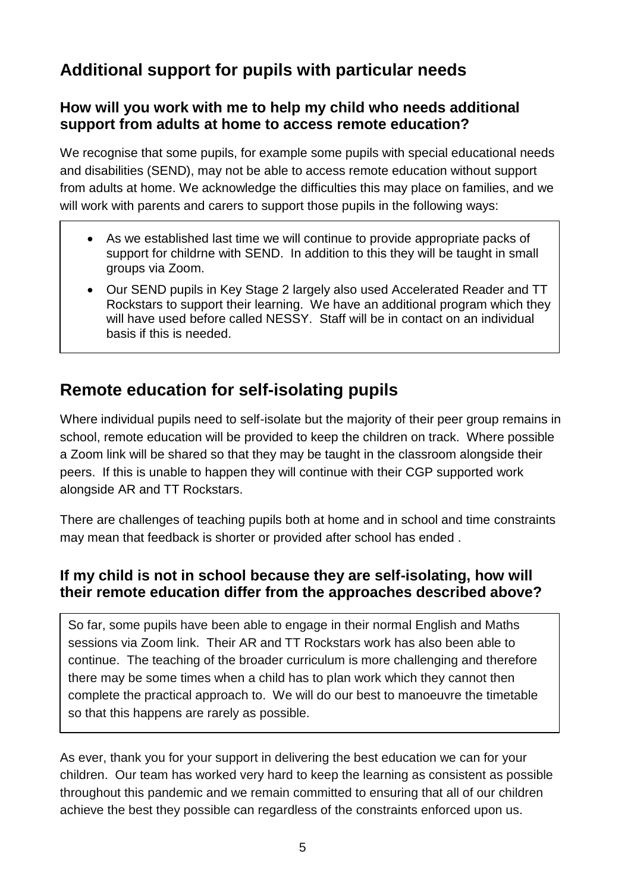## Additional support for pupils with particular needs

### How will you work with me to help my child who needs additional support from adults at home to access remote education?

We recognise that some pupils, for example some pupils with special educational needs and disabilities (SEND), may not be able to access remote education without support from adults at home. We acknowledge the difficulties this may place on families, and we will work with parents and carers to support those pupils in the following ways:

- As we established last time we will continue to provide appropriate packs of support for childrne with SEND. In addition to this they will be taught in small groups via Zoom.
- Our SEND pupils in Key Stage 2 largely also used Accelerated Reader and TT Rockstars to support their learning. We have an additional program which they will have used before called NESSY. Staff will be in contact on an individual basis if this is needed.

## Remote education for self-isolating pupils

Where individual pupils need to self-isolate but the majority of their peer group remains in school, remote education will be provided to keep the children on track. Where possible a Zoom link will be shared so that they may be taught in the classroom alongside their peers. If this is unable to happen they will continue with their CGP supported work alongside AR and TT Rockstars.

There are challenges of teaching pupils both at home and in school and time constraints may mean that feedback is shorter or provided after school has ended .

### If my child is not in school because they are self-isolating, how will their remote education differ from the approaches described above?

So far, some pupils have been able to engage in their normal English and Maths sessions via Zoom link. Their AR and TT Rockstars work has also been able to continue. The teaching of the broader curriculum is more challenging and therefore there may be some times when a child has to plan work which they cannot then complete the practical approach to. We will do our best to manoeuvre the timetable so that this happens are rarely as possible.

As ever, thank you for your support in delivering the best education we can for your children. Our team has worked very hard to keep the learning as consistent as possible throughout this pandemic and we remain committed to ensuring that all of our children achieve the best they possible can regardless of the constraints enforced upon us.